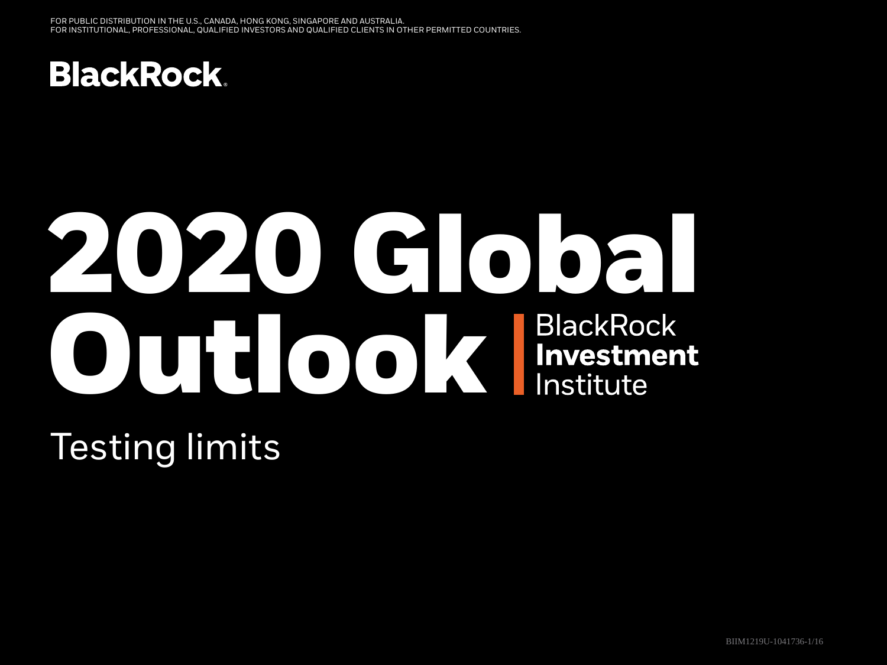FOR PUBLIC DISTRIBUTION IN THE U.S., CANADA, HONG KONG, SINGAPORE AND AUSTRALIA.
FOR INSTITUTIONAL, PROFESSIONAL, QUALIFIED INVESTORS AND QUALIFIED CLIENTS IN OTHER PERMITTED COUNTRIES.

BlackRock.

# 2020 Global Outlook

BlackRock **Investment** Institute

## Testing limits

BIIM1219U-1041736-1/16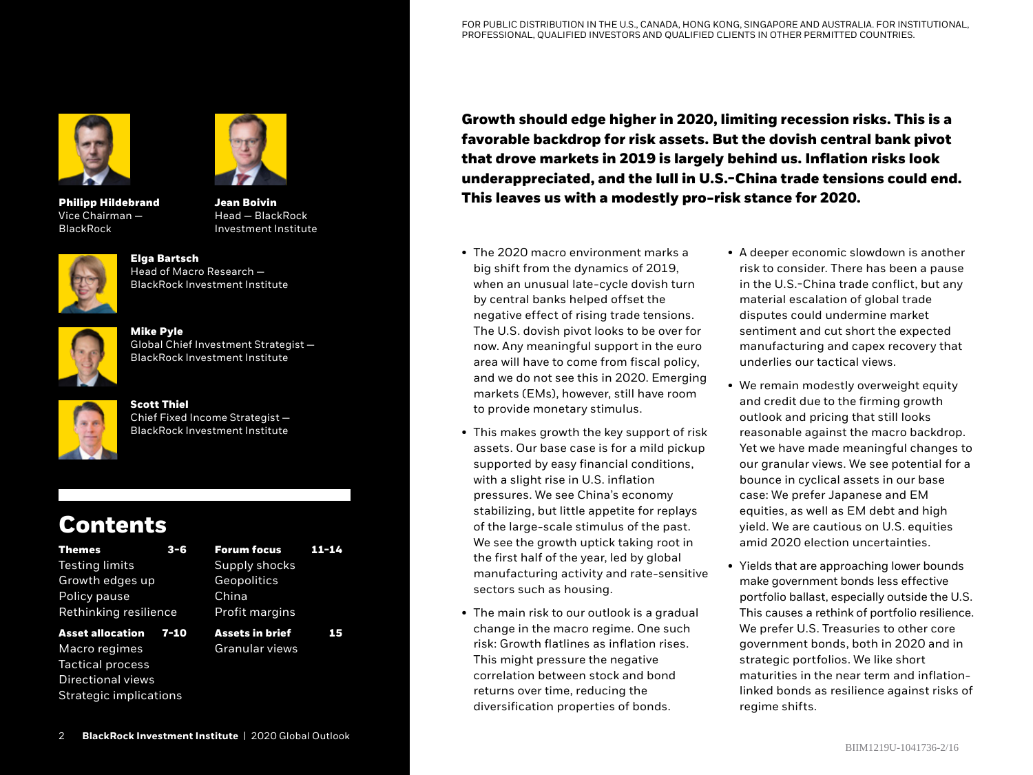FOR PUBLIC DISTRIBUTION IN THE U.S., CANADA, HONG KONG, SINGAPORE AND AUSTRALIA. FOR INSTITUTIONAL, PROFESSIONAL, QUALIFIED INVESTORS AND QUALIFIED CLIENTS IN OTHER PERMITTED COUNTRIES.

**Philipp Hildebrand**
Vice Chairman — BlackRock

**Jean Boivin**
Head — BlackRock Investment Institute

**Elga Bartsch**
Head of Macro Research — BlackRock Investment Institute

**Mike Pyle**
Global Chief Investment Strategist — BlackRock Investment Institute

**Scott Thiel**
Chief Fixed Income Strategist — BlackRock Investment Institute

## Contents

**Themes 3-6**
- Testing limits
- Growth edges up
- Policy pause
- Rethinking resilience

**Asset allocation 7-10**
- Macro regimes
- Tactical process
- Directional views
- Strategic implications

**Forum focus 11-14**
- Supply shocks
- Geopolitics
- China
- Profit margins

**Assets in brief 15**
- Granular views

**Growth should edge higher in 2020, limiting recession risks. This is a favorable backdrop for risk assets. But the dovish central bank pivot that drove markets in 2019 is largely behind us. Inflation risks look underappreciated, and the lull in U.S.-China trade tensions could end. This leaves us with a modestly pro-risk stance for 2020.**

- The 2020 macro environment marks a big shift from the dynamics of 2019, when an unusual late-cycle dovish turn by central banks helped offset the negative effect of rising trade tensions. The U.S. dovish pivot looks to be over for now. Any meaningful support in the euro area will have to come from fiscal policy, and we do not see this in 2020. Emerging markets (EMs), however, still have room to provide monetary stimulus.
- This makes growth the key support of risk assets. Our base case is for a mild pickup supported by easy financial conditions, with a slight rise in U.S. inflation pressures. We see China's economy stabilizing, but little appetite for replays of the large-scale stimulus of the past. We see the growth uptick taking root in the first half of the year, led by global manufacturing activity and rate-sensitive sectors such as housing.
- The main risk to our outlook is a gradual change in the macro regime. One such risk: Growth flatlines as inflation rises. This might pressure the negative correlation between stock and bond returns over time, reducing the diversification properties of bonds.
- A deeper economic slowdown is another risk to consider. There has been a pause in the U.S.-China trade conflict, but any material escalation of global trade disputes could undermine market sentiment and cut short the expected manufacturing and capex recovery that underlies our tactical views.
- We remain modestly overweight equity and credit due to the firming growth outlook and pricing that still looks reasonable against the macro backdrop. Yet we have made meaningful changes to our granular views. We see potential for a bounce in cyclical assets in our base case: We prefer Japanese and EM equities, as well as EM debt and high yield. We are cautious on U.S. equities amid 2020 election uncertainties.
- Yields that are approaching lower bounds make government bonds less effective portfolio ballast, especially outside the U.S. This causes a rethink of portfolio resilience. We prefer U.S. Treasuries to other core government bonds, both in 2020 and in strategic portfolios. We like short maturities in the near term and inflation-linked bonds as resilience against risks of regime shifts.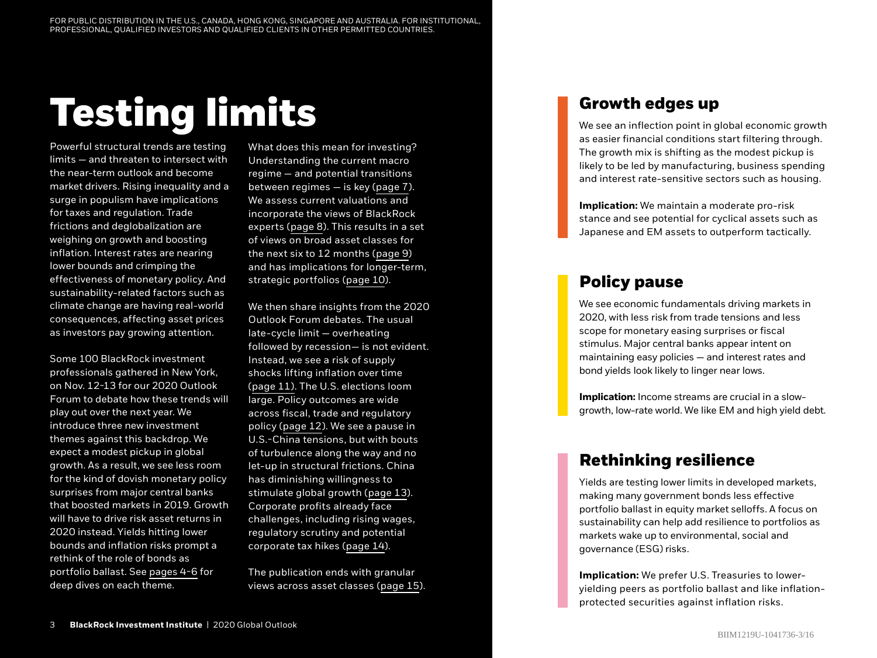FOR PUBLIC DISTRIBUTION IN THE U.S., CANADA, HONG KONG, SINGAPORE AND AUSTRALIA. FOR INSTITUTIONAL, PROFESSIONAL, QUALIFIED INVESTORS AND QUALIFIED CLIENTS IN OTHER PERMITTED COUNTRIES.

# Testing limits

Powerful structural trends are testing limits — and threaten to intersect with the near-term outlook and become market drivers. Rising inequality and a surge in populism have implications for taxes and regulation. Trade frictions and deglobalization are weighing on growth and boosting inflation. Interest rates are nearing lower bounds and crimping the effectiveness of monetary policy. And sustainability-related factors such as climate change are having real-world consequences, affecting asset prices as investors pay growing attention.

Some 100 BlackRock investment professionals gathered in New York, on Nov. 12-13 for our 2020 Outlook Forum to debate how these trends will play out over the next year. We introduce three new investment themes against this backdrop. We expect a modest pickup in global growth. As a result, we see less room for the kind of dovish monetary policy surprises from major central banks that boosted markets in 2019. Growth will have to drive risk asset returns in 2020 instead. Yields hitting lower bounds and inflation risks prompt a rethink of the role of bonds as portfolio ballast. See pages 4-6 for deep dives on each theme.

What does this mean for investing? Understanding the current macro regime — and potential transitions between regimes — is key (page 7). We assess current valuations and incorporate the views of BlackRock experts (page 8). This results in a set of views on broad asset classes for the next six to 12 months (page 9) and has implications for longer-term, strategic portfolios (page 10).

We then share insights from the 2020 Outlook Forum debates. The usual late-cycle limit — overheating followed by recession— is not evident. Instead, we see a risk of supply shocks lifting inflation over time (page 11). The U.S. elections loom large. Policy outcomes are wide across fiscal, trade and regulatory policy (page 12). We see a pause in U.S.-China tensions, but with bouts of turbulence along the way and no let-up in structural frictions. China has diminishing willingness to stimulate global growth (page 13). Corporate profits already face challenges, including rising wages, regulatory scrutiny and potential corporate tax hikes (page 14).

The publication ends with granular views across asset classes (page 15).

## Growth edges up

We see an inflection point in global economic growth as easier financial conditions start filtering through. The growth mix is shifting as the modest pickup is likely to be led by manufacturing, business spending and interest rate-sensitive sectors such as housing.

**Implication:** We maintain a moderate pro-risk stance and see potential for cyclical assets such as Japanese and EM assets to outperform tactically.

## Policy pause

We see economic fundamentals driving markets in 2020, with less risk from trade tensions and less scope for monetary easing surprises or fiscal stimulus. Major central banks appear intent on maintaining easy policies — and interest rates and bond yields look likely to linger near lows.

**Implication:** Income streams are crucial in a slow-growth, low-rate world. We like EM and high yield debt.

## Rethinking resilience

Yields are testing lower limits in developed markets, making many government bonds less effective portfolio ballast in equity market selloffs. A focus on sustainability can help add resilience to portfolios as markets wake up to environmental, social and governance (ESG) risks.

**Implication:** We prefer U.S. Treasuries to lower-yielding peers as portfolio ballast and like inflation-protected securities against inflation risks.

BIIM1219U-1041736-3/16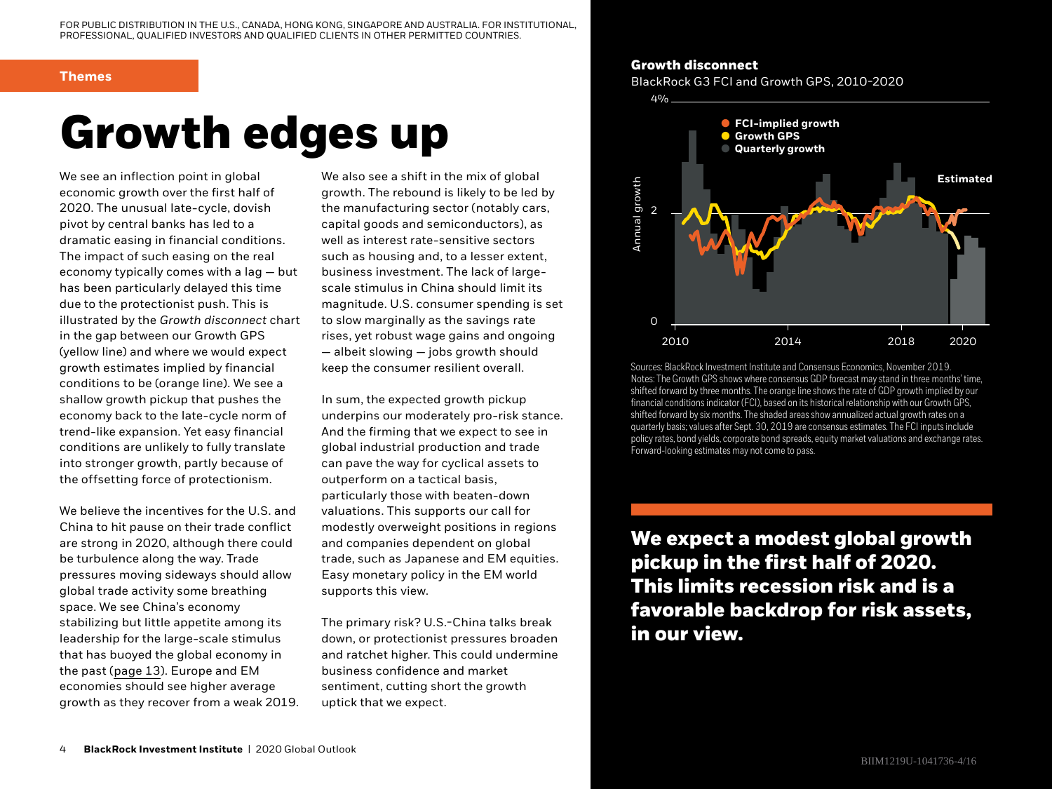FOR PUBLIC DISTRIBUTION IN THE U.S., CANADA, HONG KONG, SINGAPORE AND AUSTRALIA. FOR INSTITUTIONAL, PROFESSIONAL, QUALIFIED INVESTORS AND QUALIFIED CLIENTS IN OTHER PERMITTED COUNTRIES.

**Themes**

# Growth edges up

We see an inflection point in global economic growth over the first half of 2020. The unusual late-cycle, dovish pivot by central banks has led to a dramatic easing in financial conditions. The impact of such easing on the real economy typically comes with a lag — but has been particularly delayed this time due to the protectionist push. This is illustrated by the *Growth disconnect* chart in the gap between our Growth GPS (yellow line) and where we would expect growth estimates implied by financial conditions to be (orange line). We see a shallow growth pickup that pushes the economy back to the late-cycle norm of trend-like expansion. Yet easy financial conditions are unlikely to fully translate into stronger growth, partly because of the offsetting force of protectionism.

We believe the incentives for the U.S. and China to hit pause on their trade conflict are strong in 2020, although there could be turbulence along the way. Trade pressures moving sideways should allow global trade activity some breathing space. We see China's economy stabilizing but little appetite among its leadership for the large-scale stimulus that has buoyed the global economy in the past (page 13). Europe and EM economies should see higher average growth as they recover from a weak 2019.

We also see a shift in the mix of global growth. The rebound is likely to be led by the manufacturing sector (notably cars, capital goods and semiconductors), as well as interest rate-sensitive sectors such as housing and, to a lesser extent, business investment. The lack of large-scale stimulus in China should limit its magnitude. U.S. consumer spending is set to slow marginally as the savings rate rises, yet robust wage gains and ongoing — albeit slowing — jobs growth should keep the consumer resilient overall.

In sum, the expected growth pickup underpins our moderately pro-risk stance. And the firming that we expect to see in global industrial production and trade can pave the way for cyclical assets to outperform on a tactical basis, particularly those with beaten-down valuations. This supports our call for modestly overweight positions in regions and companies dependent on global trade, such as Japanese and EM equities. Easy monetary policy in the EM world supports this view.

The primary risk? U.S.-China talks break down, or protectionist pressures broaden and ratchet higher. This could undermine business confidence and market sentiment, cutting short the growth uptick that we expect.

**Growth disconnect**

BlackRock G3 FCI and Growth GPS, 2010-2020

Sources: BlackRock Investment Institute and Consensus Economics, November 2019. Notes: The Growth GPS shows where consensus GDP forecast may stand in three months' time, shifted forward by three months. The orange line shows the rate of GDP growth implied by our financial conditions indicator (FCI), based on its historical relationship with our Growth GPS, shifted forward by six months. The shaded areas show annualized actual growth rates on a quarterly basis; values after Sept. 30, 2019 are consensus estimates. The FCI inputs include policy rates, bond yields, corporate bond spreads, equity market valuations and exchange rates. Forward-looking estimates may not come to pass.

**We expect a modest global growth pickup in the first half of 2020. This limits recession risk and is a favorable backdrop for risk assets, in our view.**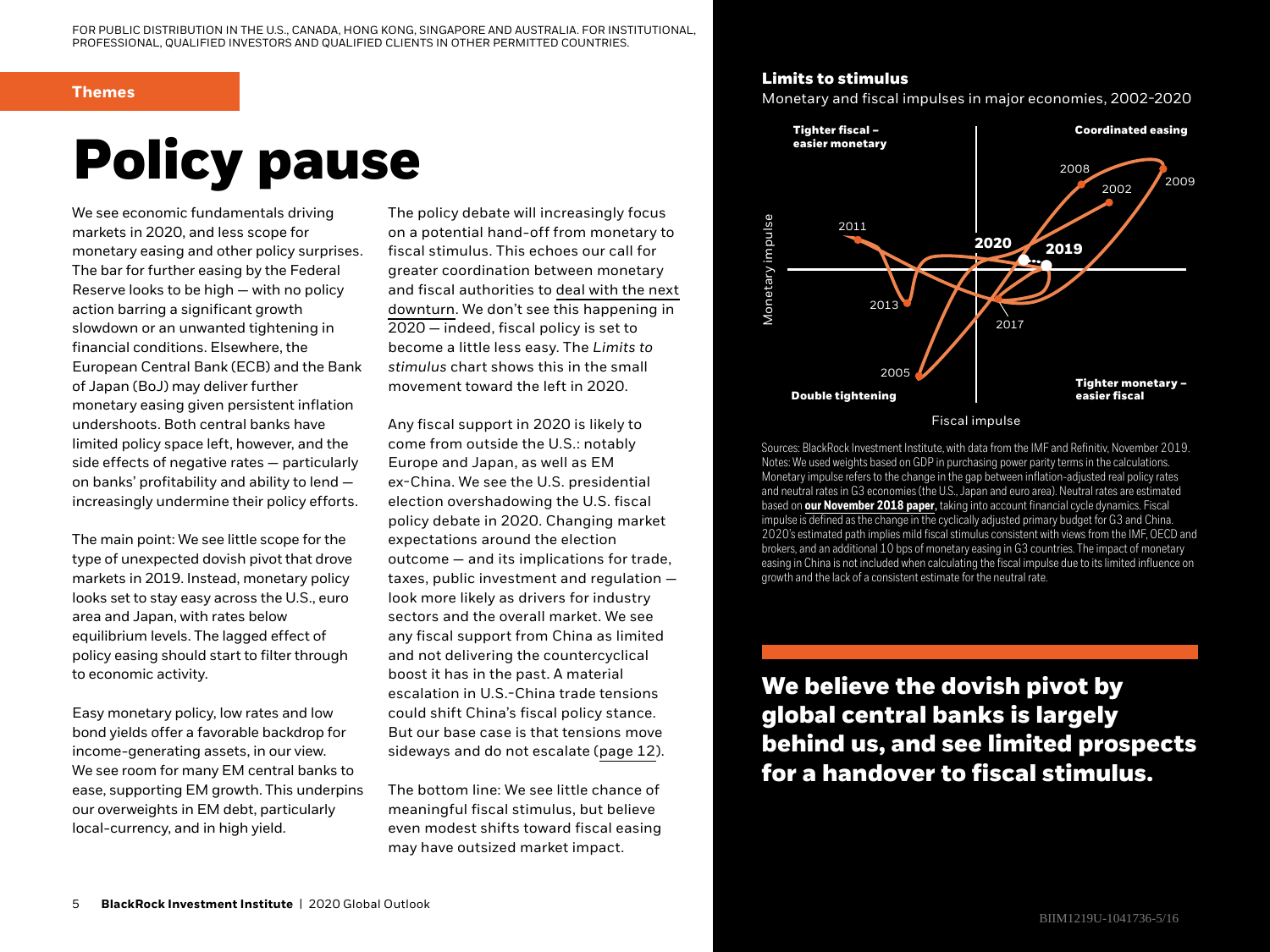FOR PUBLIC DISTRIBUTION IN THE U.S., CANADA, HONG KONG, SINGAPORE AND AUSTRALIA. FOR INSTITUTIONAL, PROFESSIONAL, QUALIFIED INVESTORS AND QUALIFIED CLIENTS IN OTHER PERMITTED COUNTRIES.

**Themes**

# Policy pause

We see economic fundamentals driving markets in 2020, and less scope for monetary easing and other policy surprises. The bar for further easing by the Federal Reserve looks to be high — with no policy action barring a significant growth slowdown or an unwanted tightening in financial conditions. Elsewhere, the European Central Bank (ECB) and the Bank of Japan (BoJ) may deliver further monetary easing given persistent inflation undershoots. Both central banks have limited policy space left, however, and the side effects of negative rates — particularly on banks' profitability and ability to lend — increasingly undermine their policy efforts.

The main point: We see little scope for the type of unexpected dovish pivot that drove markets in 2019. Instead, monetary policy looks set to stay easy across the U.S., euro area and Japan, with rates below equilibrium levels. The lagged effect of policy easing should start to filter through to economic activity.

Easy monetary policy, low rates and low bond yields offer a favorable backdrop for income-generating assets, in our view. We see room for many EM central banks to ease, supporting EM growth. This underpins our overweights in EM debt, particularly local-currency, and in high yield.

The policy debate will increasingly focus on a potential hand-off from monetary to fiscal stimulus. This echoes our call for greater coordination between monetary and fiscal authorities to deal with the next downturn. We don't see this happening in 2020 — indeed, fiscal policy is set to become a little less easy. The *Limits to stimulus* chart shows this in the small movement toward the left in 2020.

Any fiscal support in 2020 is likely to come from outside the U.S.: notably Europe and Japan, as well as EM ex-China. We see the U.S. presidential election overshadowing the U.S. fiscal policy debate in 2020. Changing market expectations around the election outcome — and its implications for trade, taxes, public investment and regulation — look more likely as drivers for industry sectors and the overall market. We see any fiscal support from China as limited and not delivering the countercyclical boost it has in the past. A material escalation in U.S.-China trade tensions could shift China's fiscal policy stance. But our base case is that tensions move sideways and do not escalate (page 12).

The bottom line: We see little chance of meaningful fiscal stimulus, but believe even modest shifts toward fiscal easing may have outsized market impact.

**Limits to stimulus**

Monetary and fiscal impulses in major economies, 2002-2020

Sources: BlackRock Investment Institute, with data from the IMF and Refinitiv, November 2019. Notes: We used weights based on GDP in purchasing power parity terms in the calculations. Monetary impulse refers to the change in the gap between inflation-adjusted real policy rates and neutral rates in G3 economies (the U.S., Japan and euro area). Neutral rates are estimated based on **our November 2018 paper**, taking into account financial cycle dynamics. Fiscal impulse is defined as the change in the cyclically adjusted primary budget for G3 and China. 2020's estimated path implies mild fiscal stimulus consistent with views from the IMF, OECD and brokers, and an additional 10 bps of monetary easing in G3 countries. The impact of monetary easing in China is not included when calculating the fiscal impulse due to its limited influence on growth and the lack of a consistent estimate for the neutral rate.

**We believe the dovish pivot by global central banks is largely behind us, and see limited prospects for a handover to fiscal stimulus.**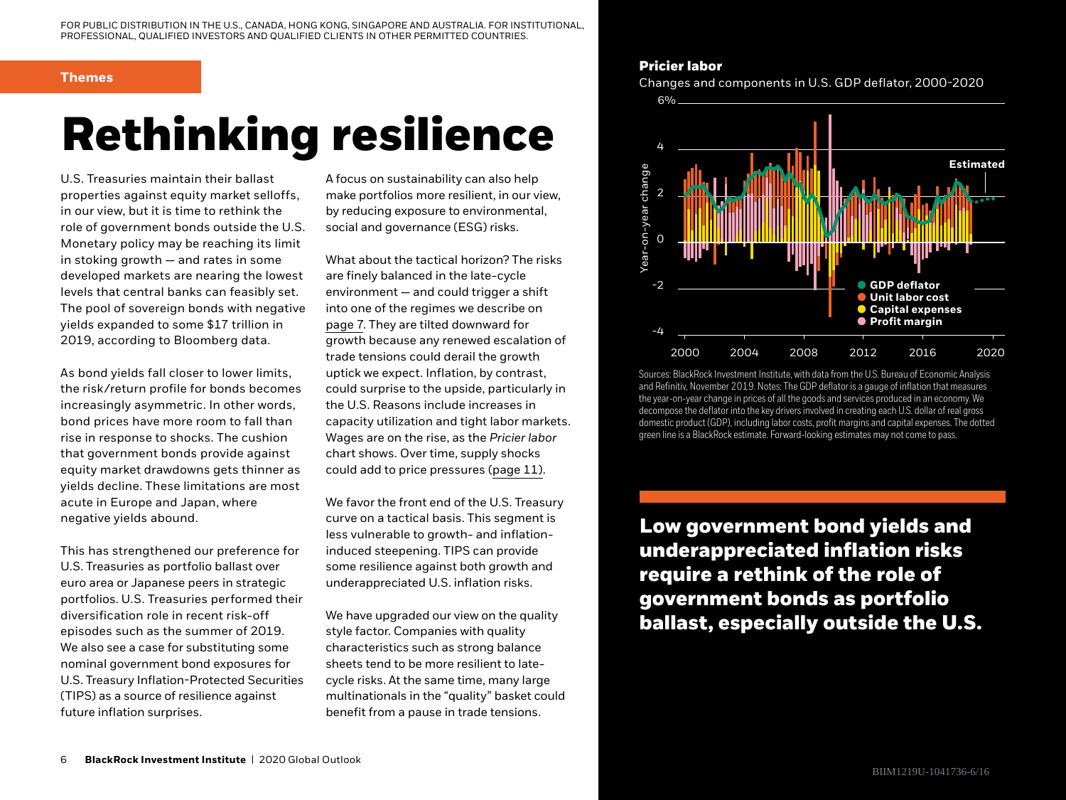FOR PUBLIC DISTRIBUTION IN THE U.S., CANADA, HONG KONG, SINGAPORE AND AUSTRALIA. FOR INSTITUTIONAL, PROFESSIONAL, QUALIFIED INVESTORS AND QUALIFIED CLIENTS IN OTHER PERMITTED COUNTRIES.

**Themes**

# Rethinking resilience

U.S. Treasuries maintain their ballast properties against equity market selloffs, in our view, but it is time to rethink the role of government bonds outside the U.S. Monetary policy may be reaching its limit in stoking growth — and rates in some developed markets are nearing the lowest levels that central banks can feasibly set. The pool of sovereign bonds with negative yields expanded to some $17 trillion in 2019, according to Bloomberg data.

As bond yields fall closer to lower limits, the risk/return profile for bonds becomes increasingly asymmetric. In other words, bond prices have more room to fall than rise in response to shocks. The cushion that government bonds provide against equity market drawdowns gets thinner as yields decline. These limitations are most acute in Europe and Japan, where negative yields abound.

This has strengthened our preference for U.S. Treasuries as portfolio ballast over euro area or Japanese peers in strategic portfolios. U.S. Treasuries performed their diversification role in recent risk-off episodes such as the summer of 2019. We also see a case for substituting some nominal government bond exposures for U.S. Treasury Inflation-Protected Securities (TIPS) as a source of resilience against future inflation surprises.

A focus on sustainability can also help make portfolios more resilient, in our view, by reducing exposure to environmental, social and governance (ESG) risks.

What about the tactical horizon? The risks are finely balanced in the late-cycle environment — and could trigger a shift into one of the regimes we describe on page 7. They are tilted downward for growth because any renewed escalation of trade tensions could derail the growth uptick we expect. Inflation, by contrast, could surprise to the upside, particularly in the U.S. Reasons include increases in capacity utilization and tight labor markets. Wages are on the rise, as the *Pricier labor* chart shows. Over time, supply shocks could add to price pressures (page 11).

We favor the front end of the U.S. Treasury curve on a tactical basis. This segment is less vulnerable to growth- and inflation-induced steepening. TIPS can provide some resilience against both growth and underappreciated U.S. inflation risks.

We have upgraded our view on the quality style factor. Companies with quality characteristics such as strong balance sheets tend to be more resilient to late-cycle risks. At the same time, many large multinationals in the "quality" basket could benefit from a pause in trade tensions.

**Pricier labor**

Changes and components in U.S. GDP deflator, 2000-2020

Sources: BlackRock Investment Institute, with data from the U.S. Bureau of Economic Analysis and Refinitiv, November 2019. Notes: The GDP deflator is a gauge of inflation that measures the year-on-year change in prices of all the goods and services produced in an economy. We decompose the deflator into the key drivers involved in creating each U.S. dollar of real gross domestic product (GDP), including labor costs, profit margins and capital expenses. The dotted green line is a BlackRock estimate. Forward-looking estimates may not come to pass.

**Low government bond yields and underappreciated inflation risks require a rethink of the role of government bonds as portfolio ballast, especially outside the U.S.**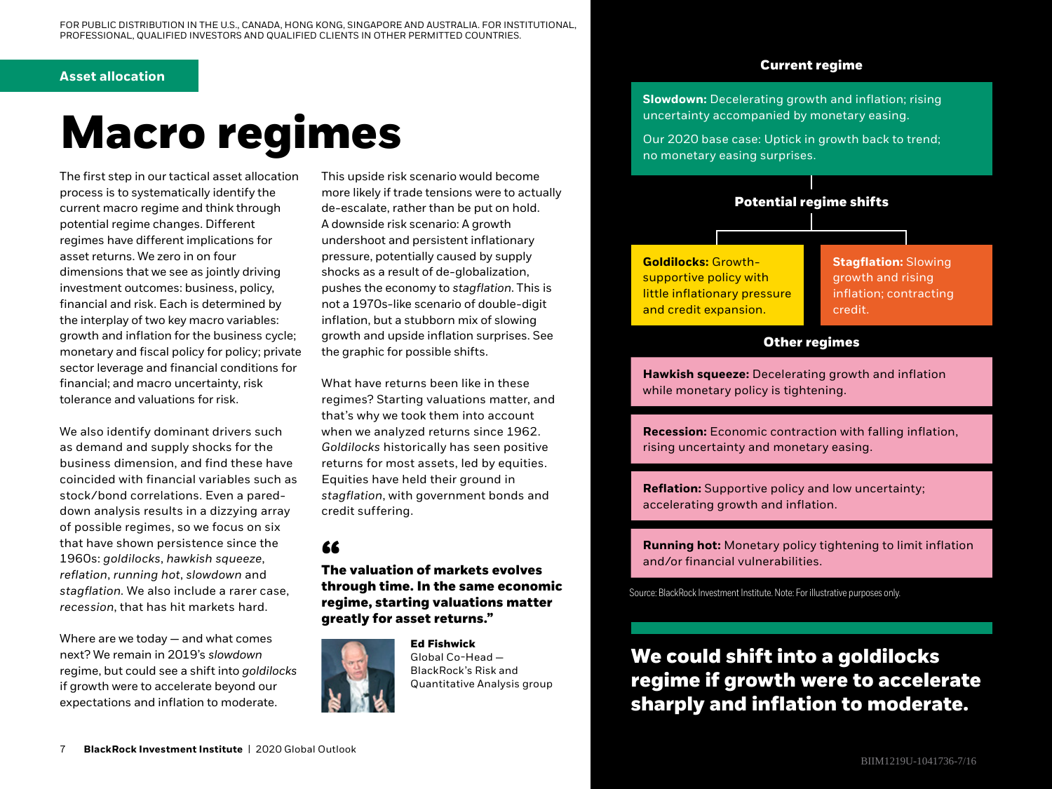FOR PUBLIC DISTRIBUTION IN THE U.S., CANADA, HONG KONG, SINGAPORE AND AUSTRALIA. FOR INSTITUTIONAL, PROFESSIONAL, QUALIFIED INVESTORS AND QUALIFIED CLIENTS IN OTHER PERMITTED COUNTRIES.

**Asset allocation**

# Macro regimes

The first step in our tactical asset allocation process is to systematically identify the current macro regime and think through potential regime changes. Different regimes have different implications for asset returns. We zero in on four dimensions that we see as jointly driving investment outcomes: business, policy, financial and risk. Each is determined by the interplay of two key macro variables: growth and inflation for the business cycle; monetary and fiscal policy for policy; private sector leverage and financial conditions for financial; and macro uncertainty, risk tolerance and valuations for risk.

We also identify dominant drivers such as demand and supply shocks for the business dimension, and find these have coincided with financial variables such as stock/bond correlations. Even a pared-down analysis results in a dizzying array of possible regimes, so we focus on six that have shown persistence since the 1960s: *goldilocks*, *hawkish squeeze*, *reflation*, *running hot*, *slowdown* and *stagflation*. We also include a rarer case, *recession*, that has hit markets hard.

Where are we today — and what comes next? We remain in 2019's *slowdown* regime, but could see a shift into *goldilocks* if growth were to accelerate beyond our expectations and inflation to moderate.

This upside risk scenario would become more likely if trade tensions were to actually de-escalate, rather than be put on hold. A downside risk scenario: A growth undershoot and persistent inflationary pressure, potentially caused by supply shocks as a result of de-globalization, pushes the economy to *stagflation*. This is not a 1970s-like scenario of double-digit inflation, but a stubborn mix of slowing growth and upside inflation surprises. See the graphic for possible shifts.

What have returns been like in these regimes? Starting valuations matter, and that's why we took them into account when we analyzed returns since 1962. *Goldilocks* historically has seen positive returns for most assets, led by equities. Equities have held their ground in *stagflation*, with government bonds and credit suffering.

> **"The valuation of markets evolves through time. In the same economic regime, starting valuations matter greatly for asset returns."**
>
> **Ed Fishwick**
> Global Co-Head — BlackRock's Risk and Quantitative Analysis group

**Current regime**

**Slowdown:** Decelerating growth and inflation; rising uncertainty accompanied by monetary easing.

Our 2020 base case: Uptick in growth back to trend; no monetary easing surprises.

**Potential regime shifts**

**Goldilocks:** Growth-supportive policy with little inflationary pressure and credit expansion.

**Stagflation:** Slowing growth and rising inflation; contracting credit.

**Other regimes**

**Hawkish squeeze:** Decelerating growth and inflation while monetary policy is tightening.

**Recession:** Economic contraction with falling inflation, rising uncertainty and monetary easing.

**Reflation:** Supportive policy and low uncertainty; accelerating growth and inflation.

**Running hot:** Monetary policy tightening to limit inflation and/or financial vulnerabilities.

Source: BlackRock Investment Institute. Note: For illustrative purposes only.

**We could shift into a goldilocks regime if growth were to accelerate sharply and inflation to moderate.**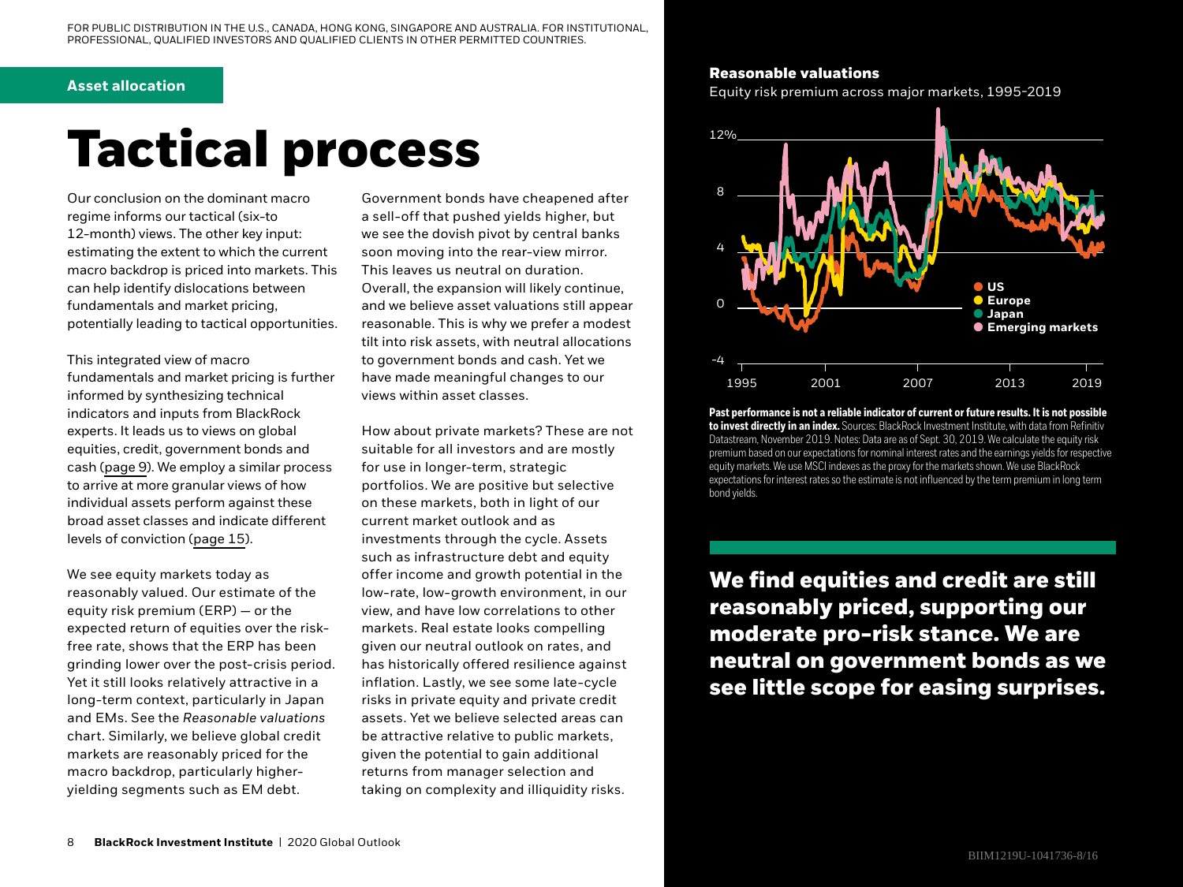FOR PUBLIC DISTRIBUTION IN THE U.S., CANADA, HONG KONG, SINGAPORE AND AUSTRALIA. FOR INSTITUTIONAL, PROFESSIONAL, QUALIFIED INVESTORS AND QUALIFIED CLIENTS IN OTHER PERMITTED COUNTRIES.

**Asset allocation**

# Tactical process

Our conclusion on the dominant macro regime informs our tactical (six-to 12-month) views. The other key input: estimating the extent to which the current macro backdrop is priced into markets. This can help identify dislocations between fundamentals and market pricing, potentially leading to tactical opportunities.

This integrated view of macro fundamentals and market pricing is further informed by synthesizing technical indicators and inputs from BlackRock experts. It leads us to views on global equities, credit, government bonds and cash (page 9). We employ a similar process to arrive at more granular views of how individual assets perform against these broad asset classes and indicate different levels of conviction (page 15).

We see equity markets today as reasonably valued. Our estimate of the equity risk premium (ERP) — or the expected return of equities over the risk-free rate, shows that the ERP has been grinding lower over the post-crisis period. Yet it still looks relatively attractive in a long-term context, particularly in Japan and EMs. See the *Reasonable valuations* chart. Similarly, we believe global credit markets are reasonably priced for the macro backdrop, particularly higher-yielding segments such as EM debt.

Government bonds have cheapened after a sell-off that pushed yields higher, but we see the dovish pivot by central banks soon moving into the rear-view mirror. This leaves us neutral on duration. Overall, the expansion will likely continue, and we believe asset valuations still appear reasonable. This is why we prefer a modest tilt into risk assets, with neutral allocations to government bonds and cash. Yet we have made meaningful changes to our views within asset classes.

How about private markets? These are not suitable for all investors and are mostly for use in longer-term, strategic portfolios. We are positive but selective on these markets, both in light of our current market outlook and as investments through the cycle. Assets such as infrastructure debt and equity offer income and growth potential in the low-rate, low-growth environment, in our view, and have low correlations to other markets. Real estate looks compelling given our neutral outlook on rates, and has historically offered resilience against inflation. Lastly, we see some late-cycle risks in private equity and private credit assets. Yet we believe selected areas can be attractive relative to public markets, given the potential to gain additional returns from manager selection and taking on complexity and illiquidity risks.

**Reasonable valuations**

Equity risk premium across major markets, 1995-2019

**Past performance is not a reliable indicator of current or future results. It is not possible to invest directly in an index.** Sources: BlackRock Investment Institute, with data from Refinitiv Datastream, November 2019. Notes: Data are as of Sept. 30, 2019. We calculate the equity risk premium based on our expectations for nominal interest rates and the earnings yields for respective equity markets. We use MSCI indexes as the proxy for the markets shown. We use BlackRock expectations for interest rates so the estimate is not influenced by the term premium in long term bond yields.

**We find equities and credit are still reasonably priced, supporting our moderate pro-risk stance. We are neutral on government bonds as we see little scope for easing surprises.**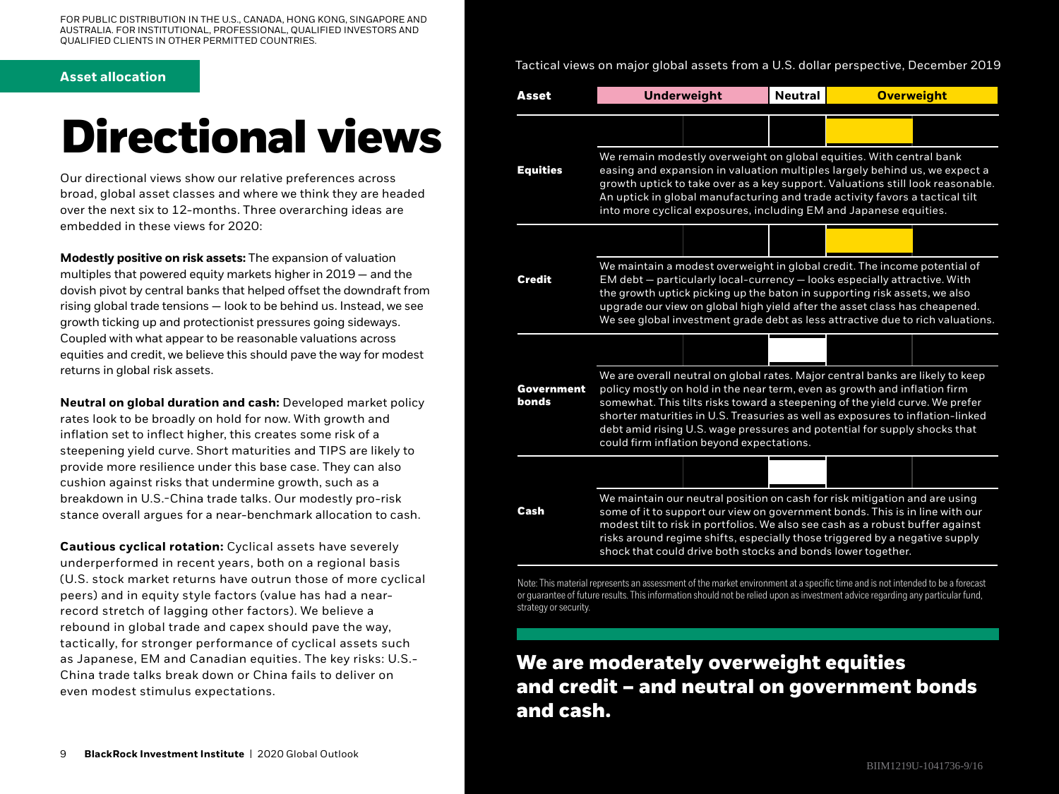FOR PUBLIC DISTRIBUTION IN THE U.S., CANADA, HONG KONG, SINGAPORE AND AUSTRALIA. FOR INSTITUTIONAL, PROFESSIONAL, QUALIFIED INVESTORS AND QUALIFIED CLIENTS IN OTHER PERMITTED COUNTRIES.

**Asset allocation**

# Directional views

Our directional views show our relative preferences across broad, global asset classes and where we think they are headed over the next six to 12-months. Three overarching ideas are embedded in these views for 2020:

**Modestly positive on risk assets:** The expansion of valuation multiples that powered equity markets higher in 2019 — and the dovish pivot by central banks that helped offset the downdraft from rising global trade tensions — look to be behind us. Instead, we see growth ticking up and protectionist pressures going sideways. Coupled with what appear to be reasonable valuations across equities and credit, we believe this should pave the way for modest returns in global risk assets.

**Neutral on global duration and cash:** Developed market policy rates look to be broadly on hold for now. With growth and inflation set to inflect higher, this creates some risk of a steepening yield curve. Short maturities and TIPS are likely to provide more resilience under this base case. They can also cushion against risks that undermine growth, such as a breakdown in U.S.-China trade talks. Our modestly pro-risk stance overall argues for a near-benchmark allocation to cash.

**Cautious cyclical rotation:** Cyclical assets have severely underperformed in recent years, both on a regional basis (U.S. stock market returns have outrun those of more cyclical peers) and in equity style factors (value has had a near-record stretch of lagging other factors). We believe a rebound in global trade and capex should pave the way, tactically, for stronger performance of cyclical assets such as Japanese, EM and Canadian equities. The key risks: U.S.-China trade talks break down or China fails to deliver on even modest stimulus expectations.

Tactical views on major global assets from a U.S. dollar perspective, December 2019

| Asset | Underweight | | Neutral | Overweight | |
|---|---|---|---|---|---|
| **Equities** | | | | ■ | |
| | We remain modestly overweight on global equities. With central bank easing and expansion in valuation multiples largely behind us, we expect a growth uptick to take over as a key support. Valuations still look reasonable. An uptick in global manufacturing and trade activity favors a tactical tilt into more cyclical exposures, including EM and Japanese equities. | | | | |
| **Credit** | | | | ■ | |
| | We maintain a modest overweight in global credit. The income potential of EM debt — particularly local-currency — looks especially attractive. With the growth uptick picking up the baton in supporting risk assets, we also upgrade our view on global high yield after the asset class has cheapened. We see global investment grade debt as less attractive due to rich valuations. | | | | |
| **Government bonds** | | | ■ | | |
| | We are overall neutral on global rates. Major central banks are likely to keep policy mostly on hold in the near term, even as growth and inflation firm somewhat. This tilts risks toward a steepening of the yield curve. We prefer shorter maturities in U.S. Treasuries as well as exposures to inflation-linked debt amid rising U.S. wage pressures and potential for supply shocks that could firm inflation beyond expectations. | | | | |
| **Cash** | | | ■ | | |
| | We maintain our neutral position on cash for risk mitigation and are using some of it to support our view on government bonds. This is in line with our modest tilt to risk in portfolios. We also see cash as a robust buffer against risks around regime shifts, especially those triggered by a negative supply shock that could drive both stocks and bonds lower together. | | | | |

Note: This material represents an assessment of the market environment at a specific time and is not intended to be a forecast or guarantee of future results. This information should not be relied upon as investment advice regarding any particular fund, strategy or security.

**We are moderately overweight equities and credit – and neutral on government bonds and cash.**

BIIM1219U-1041736-9/16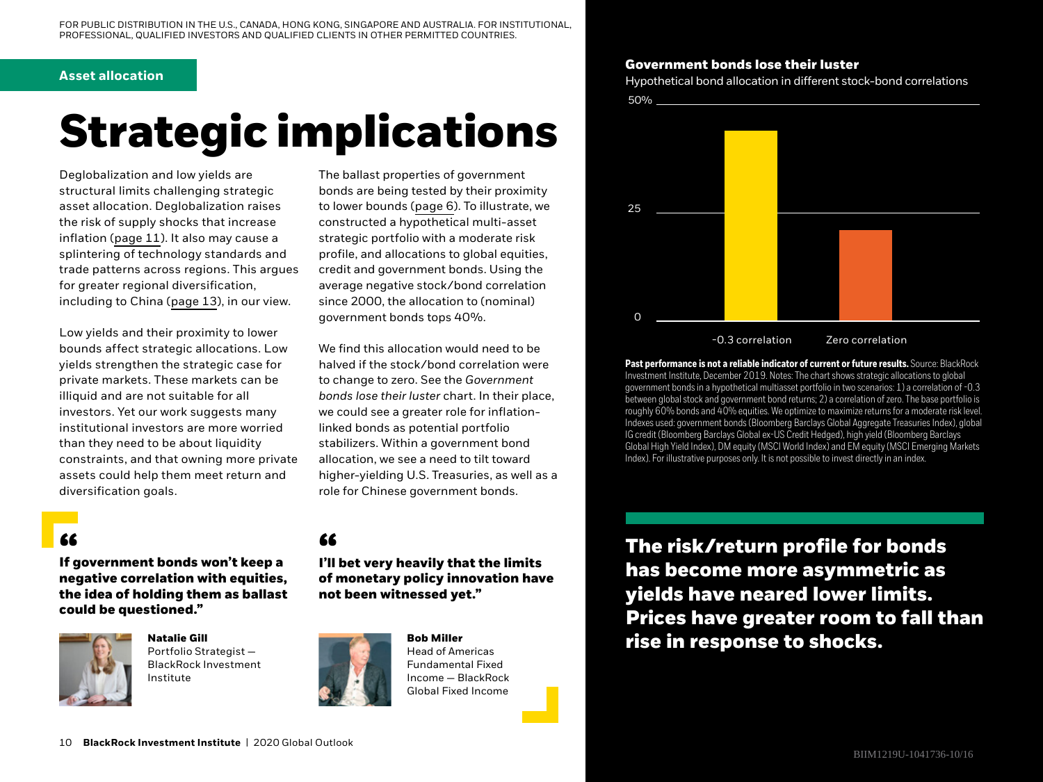FOR PUBLIC DISTRIBUTION IN THE U.S., CANADA, HONG KONG, SINGAPORE AND AUSTRALIA. FOR INSTITUTIONAL, PROFESSIONAL, QUALIFIED INVESTORS AND QUALIFIED CLIENTS IN OTHER PERMITTED COUNTRIES.

**Asset allocation**

# Strategic implications

Deglobalization and low yields are structural limits challenging strategic asset allocation. Deglobalization raises the risk of supply shocks that increase inflation (page 11). It also may cause a splintering of technology standards and trade patterns across regions. This argues for greater regional diversification, including to China (page 13), in our view.

Low yields and their proximity to lower bounds affect strategic allocations. Low yields strengthen the strategic case for private markets. These markets can be illiquid and are not suitable for all investors. Yet our work suggests many institutional investors are more worried than they need to be about liquidity constraints, and that owning more private assets could help them meet return and diversification goals.

The ballast properties of government bonds are being tested by their proximity to lower bounds (page 6). To illustrate, we constructed a hypothetical multi-asset strategic portfolio with a moderate risk profile, and allocations to global equities, credit and government bonds. Using the average negative stock/bond correlation since 2000, the allocation to (nominal) government bonds tops 40%.

We find this allocation would need to be halved if the stock/bond correlation were to change to zero. See the *Government bonds lose their luster* chart. In their place, we could see a greater role for inflation-linked bonds as potential portfolio stabilizers. Within a government bond allocation, we see a need to tilt toward higher-yielding U.S. Treasuries, as well as a role for Chinese government bonds.

> **If government bonds won't keep a negative correlation with equities, the idea of holding them as ballast could be questioned."**
>
> **Natalie Gill**
> Portfolio Strategist — BlackRock Investment Institute

> **I'll bet very heavily that the limits of monetary policy innovation have not been witnessed yet."**
>
> **Bob Miller**
> Head of Americas Fundamental Fixed Income — BlackRock Global Fixed Income

**Government bonds lose their luster**

Hypothetical bond allocation in different stock-bond correlations

| Scenario | Hypothetical bond allocation |
|---|---|
| -0.3 correlation | ~44% |
| Zero correlation | ~21% |

**Past performance is not a reliable indicator of current or future results.** Source: BlackRock Investment Institute, December 2019. Notes: The chart shows strategic allocations to global government bonds in a hypothetical multiasset portfolio in two scenarios: 1) a correlation of -0.3 between global stock and government bond returns; 2) a correlation of zero. The base portfolio is roughly 60% bonds and 40% equities. We optimize to maximize returns for a moderate risk level. Indexes used: government bonds (Bloomberg Barclays Global Aggregate Treasuries Index), global IG credit (Bloomberg Barclays Global ex-US Credit Hedged), high yield (Bloomberg Barclays Global High Yield Index), DM equity (MSCI World Index) and EM equity (MSCI Emerging Markets Index). For illustrative purposes only. It is not possible to invest directly in an index.

**The risk/return profile for bonds has become more asymmetric as yields have neared lower limits. Prices have greater room to fall than rise in response to shocks.**

BIIM1219U-1041736-10/16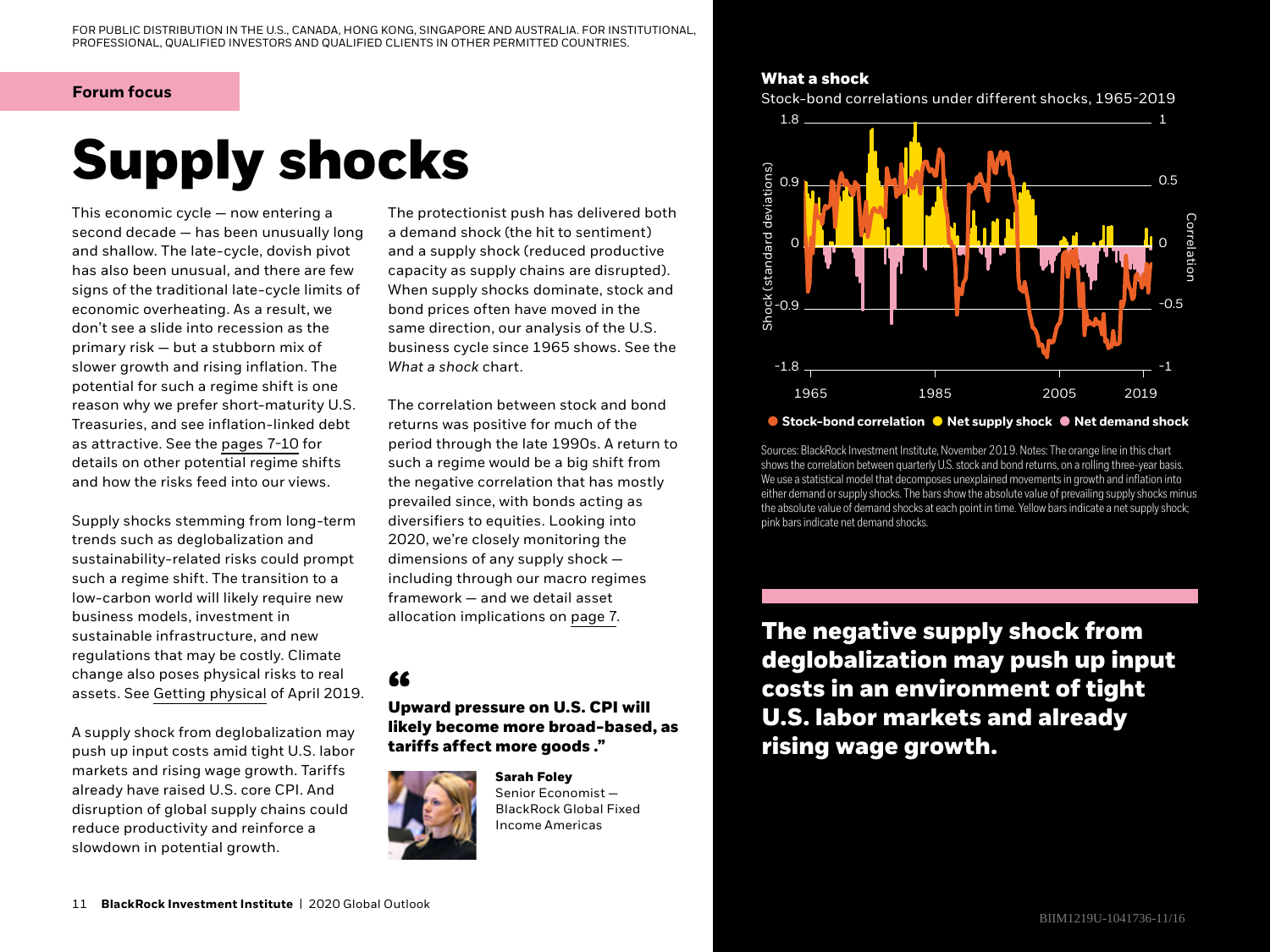FOR PUBLIC DISTRIBUTION IN THE U.S., CANADA, HONG KONG, SINGAPORE AND AUSTRALIA. FOR INSTITUTIONAL, PROFESSIONAL, QUALIFIED INVESTORS AND QUALIFIED CLIENTS IN OTHER PERMITTED COUNTRIES.

**Forum focus**

# Supply shocks

This economic cycle — now entering a second decade — has been unusually long and shallow. The late-cycle, dovish pivot has also been unusual, and there are few signs of the traditional late-cycle limits of economic overheating. As a result, we don't see a slide into recession as the primary risk — but a stubborn mix of slower growth and rising inflation. The potential for such a regime shift is one reason why we prefer short-maturity U.S. Treasuries, and see inflation-linked debt as attractive. See the pages 7-10 for details on other potential regime shifts and how the risks feed into our views.

Supply shocks stemming from long-term trends such as deglobalization and sustainability-related risks could prompt such a regime shift. The transition to a low-carbon world will likely require new business models, investment in sustainable infrastructure, and new regulations that may be costly. Climate change also poses physical risks to real assets. See Getting physical of April 2019.

A supply shock from deglobalization may push up input costs amid tight U.S. labor markets and rising wage growth. Tariffs already have raised U.S. core CPI. And disruption of global supply chains could reduce productivity and reinforce a slowdown in potential growth.

The protectionist push has delivered both a demand shock (the hit to sentiment) and a supply shock (reduced productive capacity as supply chains are disrupted). When supply shocks dominate, stock and bond prices often have moved in the same direction, our analysis of the U.S. business cycle since 1965 shows. See the *What a shock* chart.

The correlation between stock and bond returns was positive for much of the period through the late 1990s. A return to such a regime would be a big shift from the negative correlation that has mostly prevailed since, with bonds acting as diversifiers to equities. Looking into 2020, we're closely monitoring the dimensions of any supply shock — including through our macro regimes framework — and we detail asset allocation implications on page 7.

**"Upward pressure on U.S. CPI will likely become more broad-based, as tariffs affect more goods ."**

**Sarah Foley**
Senior Economist — BlackRock Global Fixed Income Americas

**What a shock**

Stock-bond correlations under different shocks, 1965-2019

Sources: BlackRock Investment Institute, November 2019. Notes: The orange line in this chart shows the correlation between quarterly U.S. stock and bond returns, on a rolling three-year basis. We use a statistical model that decomposes unexplained movements in growth and inflation into either demand or supply shocks. The bars show the absolute value of prevailing supply shocks minus the absolute value of demand shocks at each point in time. Yellow bars indicate a net supply shock; pink bars indicate net demand shocks.

**The negative supply shock from deglobalization may push up input costs in an environment of tight U.S. labor markets and already rising wage growth.**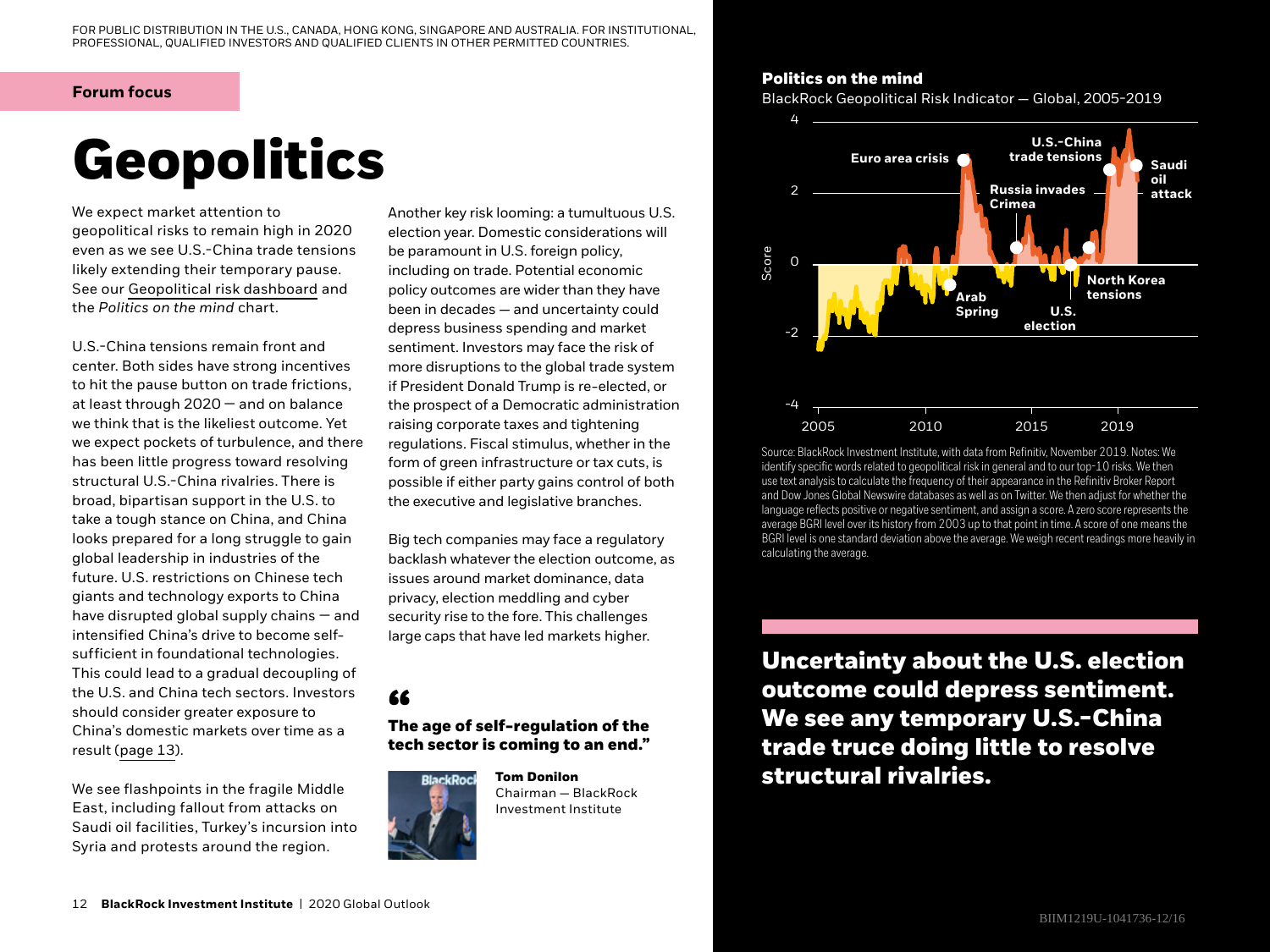FOR PUBLIC DISTRIBUTION IN THE U.S., CANADA, HONG KONG, SINGAPORE AND AUSTRALIA. FOR INSTITUTIONAL, PROFESSIONAL, QUALIFIED INVESTORS AND QUALIFIED CLIENTS IN OTHER PERMITTED COUNTRIES.

**Forum focus**

# Geopolitics

We expect market attention to geopolitical risks to remain high in 2020 even as we see U.S.-China trade tensions likely extending their temporary pause. See our Geopolitical risk dashboard and the *Politics on the mind* chart.

U.S.-China tensions remain front and center. Both sides have strong incentives to hit the pause button on trade frictions, at least through 2020 — and on balance we think that is the likeliest outcome. Yet we expect pockets of turbulence, and there has been little progress toward resolving structural U.S.-China rivalries. There is broad, bipartisan support in the U.S. to take a tough stance on China, and China looks prepared for a long struggle to gain global leadership in industries of the future. U.S. restrictions on Chinese tech giants and technology exports to China have disrupted global supply chains — and intensified China's drive to become self-sufficient in foundational technologies. This could lead to a gradual decoupling of the U.S. and China tech sectors. Investors should consider greater exposure to China's domestic markets over time as a result (page 13).

We see flashpoints in the fragile Middle East, including fallout from attacks on Saudi oil facilities, Turkey's incursion into Syria and protests around the region.

Another key risk looming: a tumultuous U.S. election year. Domestic considerations will be paramount in U.S. foreign policy, including on trade. Potential economic policy outcomes are wider than they have been in decades — and uncertainty could depress business spending and market sentiment. Investors may face the risk of more disruptions to the global trade system if President Donald Trump is re-elected, or the prospect of a Democratic administration raising corporate taxes and tightening regulations. Fiscal stimulus, whether in the form of green infrastructure or tax cuts, is possible if either party gains control of both the executive and legislative branches.

Big tech companies may face a regulatory backlash whatever the election outcome, as issues around market dominance, data privacy, election meddling and cyber security rise to the fore. This challenges large caps that have led markets higher.

> **"The age of self-regulation of the tech sector is coming to an end."**
>
> **Tom Donilon**
> Chairman — BlackRock Investment Institute

**Politics on the mind**

BlackRock Geopolitical Risk Indicator — Global, 2005-2019

Source: BlackRock Investment Institute, with data from Refinitiv, November 2019. Notes: We identify specific words related to geopolitical risk in general and to our top-10 risks. We then use text analysis to calculate the frequency of their appearance in the Refinitiv Broker Report and Dow Jones Global Newswire databases as well as on Twitter. We then adjust for whether the language reflects positive or negative sentiment, and assign a score. A zero score represents the average BGRI level over its history from 2003 up to that point in time. A score of one means the BGRI level is one standard deviation above the average. We weigh recent readings more heavily in calculating the average.

**Uncertainty about the U.S. election outcome could depress sentiment. We see any temporary U.S.-China trade truce doing little to resolve structural rivalries.**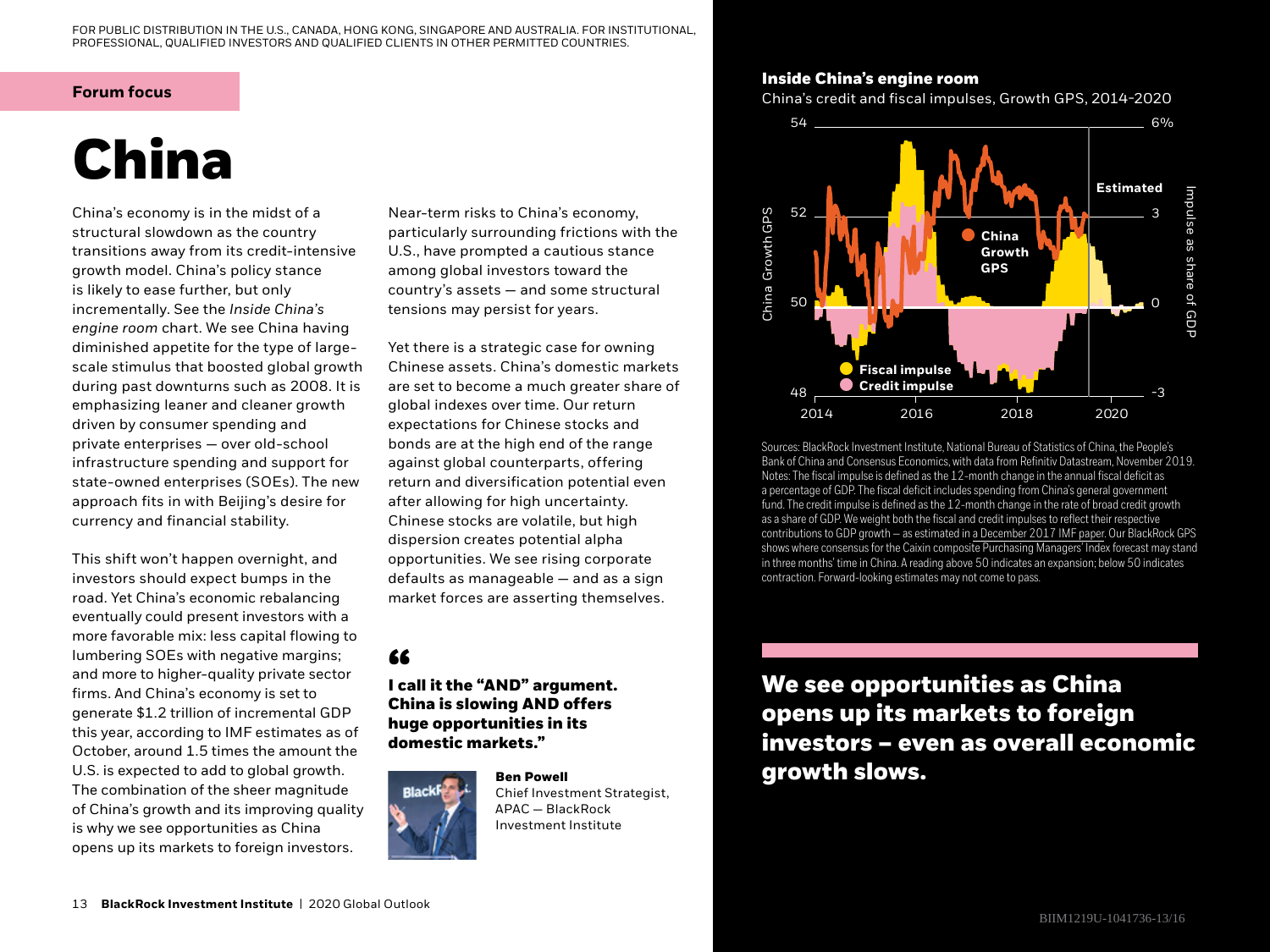FOR PUBLIC DISTRIBUTION IN THE U.S., CANADA, HONG KONG, SINGAPORE AND AUSTRALIA. FOR INSTITUTIONAL, PROFESSIONAL, QUALIFIED INVESTORS AND QUALIFIED CLIENTS IN OTHER PERMITTED COUNTRIES.

**Forum focus**

# China

China's economy is in the midst of a structural slowdown as the country transitions away from its credit-intensive growth model. China's policy stance is likely to ease further, but only incrementally. See the *Inside China's engine room* chart. We see China having diminished appetite for the type of large-scale stimulus that boosted global growth during past downturns such as 2008. It is emphasizing leaner and cleaner growth driven by consumer spending and private enterprises — over old-school infrastructure spending and support for state-owned enterprises (SOEs). The new approach fits in with Beijing's desire for currency and financial stability.

This shift won't happen overnight, and investors should expect bumps in the road. Yet China's economic rebalancing eventually could present investors with a more favorable mix: less capital flowing to lumbering SOEs with negative margins; and more to higher-quality private sector firms. And China's economy is set to generate $1.2 trillion of incremental GDP this year, according to IMF estimates as of October, around 1.5 times the amount the U.S. is expected to add to global growth. The combination of the sheer magnitude of China's growth and its improving quality is why we see opportunities as China opens up its markets to foreign investors.

Near-term risks to China's economy, particularly surrounding frictions with the U.S., have prompted a cautious stance among global investors toward the country's assets — and some structural tensions may persist for years.

Yet there is a strategic case for owning Chinese assets. China's domestic markets are set to become a much greater share of global indexes over time. Our return expectations for Chinese stocks and bonds are at the high end of the range against global counterparts, offering return and diversification potential even after allowing for high uncertainty. Chinese stocks are volatile, but high dispersion creates potential alpha opportunities. We see rising corporate defaults as manageable — and as a sign market forces are asserting themselves.

> **"I call it the "AND" argument. China is slowing AND offers huge opportunities in its domestic markets."**
>
> **Ben Powell**
> Chief Investment Strategist, APAC — BlackRock Investment Institute

**Inside China's engine room**

China's credit and fiscal impulses, Growth GPS, 2014-2020

Sources: BlackRock Investment Institute, National Bureau of Statistics of China, the People's Bank of China and Consensus Economics, with data from Refinitiv Datastream, November 2019. Notes: The fiscal impulse is defined as the 12-month change in the annual fiscal deficit as a percentage of GDP. The fiscal deficit includes spending from China's general government fund. The credit impulse is defined as the 12-month change in the rate of broad credit growth as a share of GDP. We weight both the fiscal and credit impulses to reflect their respective contributions to GDP growth – as estimated in a December 2017 IMF paper. Our BlackRock GPS shows where consensus for the Caixin composite Purchasing Managers' Index forecast may stand in three months' time in China. A reading above 50 indicates an expansion; below 50 indicates contraction. Forward-looking estimates may not come to pass.

## We see opportunities as China opens up its markets to foreign investors – even as overall economic growth slows.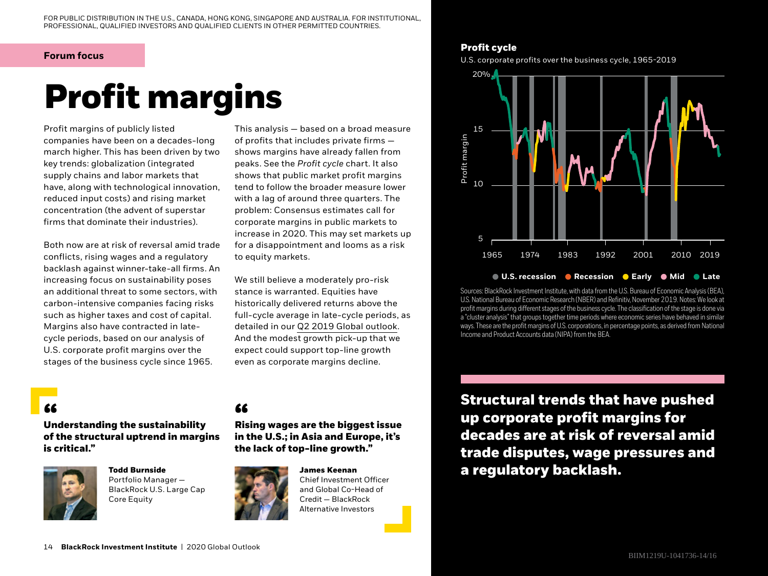FOR PUBLIC DISTRIBUTION IN THE U.S., CANADA, HONG KONG, SINGAPORE AND AUSTRALIA. FOR INSTITUTIONAL, PROFESSIONAL, QUALIFIED INVESTORS AND QUALIFIED CLIENTS IN OTHER PERMITTED COUNTRIES.

**Forum focus**

# Profit margins

Profit margins of publicly listed companies have been on a decades-long march higher. This has been driven by two key trends: globalization (integrated supply chains and labor markets that have, along with technological innovation, reduced input costs) and rising market concentration (the advent of superstar firms that dominate their industries).

Both now are at risk of reversal amid trade conflicts, rising wages and a regulatory backlash against winner-take-all firms. An increasing focus on sustainability poses an additional threat to some sectors, with carbon-intensive companies facing risks such as higher taxes and cost of capital. Margins also have contracted in late-cycle periods, based on our analysis of U.S. corporate profit margins over the stages of the business cycle since 1965.

This analysis — based on a broad measure of profits that includes private firms — shows margins have already fallen from peaks. See the *Profit cycle* chart. It also shows that public market profit margins tend to follow the broader measure lower with a lag of around three quarters. The problem: Consensus estimates call for corporate margins in public markets to increase in 2020. This may set markets up for a disappointment and looms as a risk to equity markets.

We still believe a moderately pro-risk stance is warranted. Equities have historically delivered returns above the full-cycle average in late-cycle periods, as detailed in our Q2 2019 Global outlook. And the modest growth pick-up that we expect could support top-line growth even as corporate margins decline.

**"Understanding the sustainability of the structural uptrend in margins is critical."**

**Todd Burnside**
Portfolio Manager — BlackRock U.S. Large Cap Core Equity

**"Rising wages are the biggest issue in the U.S.; in Asia and Europe, it's the lack of top-line growth."**

**James Keenan**
Chief Investment Officer and Global Co-Head of Credit — BlackRock Alternative Investors

**Profit cycle**

U.S. corporate profits over the business cycle, 1965-2019

Sources: BlackRock Investment Institute, with data from the U.S. Bureau of Economic Analysis (BEA), U.S. National Bureau of Economic Research (NBER) and Refinitiv, November 2019. Notes: We look at profit margins during different stages of the business cycle. The classification of the stage is done via a "cluster analysis" that groups together time periods where economic series have behaved in similar ways. These are the profit margins of U.S. corporations, in percentage points, as derived from National Income and Product Accounts data (NIPA) from the BEA.

**Structural trends that have pushed up corporate profit margins for decades are at risk of reversal amid trade disputes, wage pressures and a regulatory backlash.**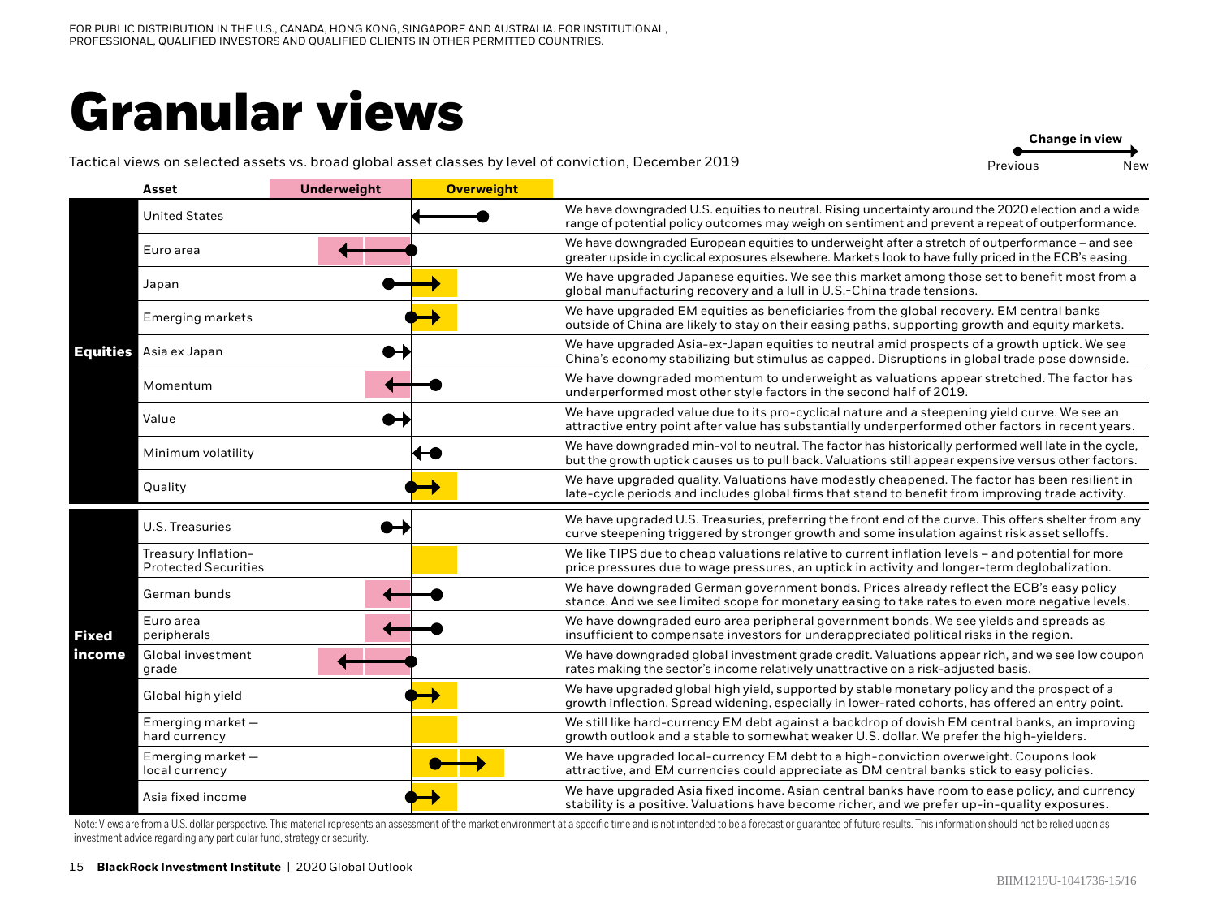FOR PUBLIC DISTRIBUTION IN THE U.S., CANADA, HONG KONG, SINGAPORE AND AUSTRALIA. FOR INSTITUTIONAL, PROFESSIONAL, QUALIFIED INVESTORS AND QUALIFIED CLIENTS IN OTHER PERMITTED COUNTRIES.

# Granular views

Tactical views on selected assets vs. broad global asset classes by level of conviction, December 2019

Change in view: Previous → New

| | Asset | Underweight | Overweight | |
|---|---|---|---|---|
| **Equities** | United States | | Previous: Overweight → New: Neutral | We have downgraded U.S. equities to neutral. Rising uncertainty around the 2020 election and a wide range of potential policy outcomes may weigh on sentiment and prevent a repeat of outperformance. |
| | Euro area | Previous: Neutral → New: Underweight | | We have downgraded European equities to underweight after a stretch of outperformance – and see greater upside in cyclical exposures elsewhere. Markets look to have fully priced in the ECB's easing. |
| | Japan | | Previous: Underweight → New: Overweight | We have upgraded Japanese equities. We see this market among those set to benefit most from a global manufacturing recovery and a lull in U.S.-China trade tensions. |
| | Emerging markets | | Previous: Neutral → New: Overweight | We have upgraded EM equities as beneficiaries from the global recovery. EM central banks outside of China are likely to stay on their easing paths, supporting growth and equity markets. |
| | Asia ex Japan | Previous: Underweight → New: Neutral | | We have upgraded Asia-ex-Japan equities to neutral amid prospects of a growth uptick. We see China's economy stabilizing but stimulus as capped. Disruptions in global trade pose downside. |
| | Momentum | Previous: Overweight → New: Underweight | | We have downgraded momentum to underweight as valuations appear stretched. The factor has underperformed most other style factors in the second half of 2019. |
| | Value | Previous: Underweight → New: Neutral | | We have upgraded value due to its pro-cyclical nature and a steepening yield curve. We see an attractive entry point after value has substantially underperformed other factors in recent years. |
| | Minimum volatility | | Previous: Overweight → New: Neutral | We have downgraded min-vol to neutral. The factor has historically performed well late in the cycle, but the growth uptick causes us to pull back. Valuations still appear expensive versus other factors. |
| | Quality | | Previous: Neutral → New: Overweight | We have upgraded quality. Valuations have modestly cheapened. The factor has been resilient in late-cycle periods and includes global firms that stand to benefit from improving trade activity. |
| **Fixed income** | U.S. Treasuries | Previous: Underweight → New: Neutral | | We have upgraded U.S. Treasuries, preferring the front end of the curve. This offers shelter from any curve steepening triggered by stronger growth and some insulation against risk asset selloffs. |
| | Treasury Inflation-Protected Securities | | Overweight | We like TIPS due to cheap valuations relative to current inflation levels – and potential for more price pressures due to wage pressures, an uptick in activity and longer-term deglobalization. |
| | German bunds | Previous: Overweight → New: Underweight | | We have downgraded German government bonds. Prices already reflect the ECB's easy policy stance. And we see limited scope for monetary easing to take rates to even more negative levels. |
| | Euro area peripherals | Previous: Overweight → New: Underweight | | We have downgraded euro area peripheral government bonds. We see yields and spreads as insufficient to compensate investors for underappreciated political risks in the region. |
| | Global investment grade | Previous: Neutral → New: Underweight | | We have downgraded global investment grade credit. Valuations appear rich, and we see low coupon rates making the sector's income relatively unattractive on a risk-adjusted basis. |
| | Global high yield | | Previous: Neutral → New: Overweight | We have upgraded global high yield, supported by stable monetary policy and the prospect of a growth inflection. Spread widening, especially in lower-rated cohorts, has offered an entry point. |
| | Emerging market — hard currency | | Overweight | We still like hard-currency EM debt against a backdrop of dovish EM central banks, an improving growth outlook and a stable to somewhat weaker U.S. dollar. We prefer the high-yielders. |
| | Emerging market — local currency | | Previous: Overweight → New: High-conviction overweight | We have upgraded local-currency EM debt to a high-conviction overweight. Coupons look attractive, and EM currencies could appreciate as DM central banks stick to easy policies. |
| | Asia fixed income | | Previous: Neutral → New: Overweight | We have upgraded Asia fixed income. Asian central banks have room to ease policy, and currency stability is a positive. Valuations have become richer, and we prefer up-in-quality exposures. |

Note: Views are from a U.S. dollar perspective. This material represents an assessment of the market environment at a specific time and is not intended to be a forecast or guarantee of future results. This information should not be relied upon as investment advice regarding any particular fund, strategy or security.

**BlackRock Investment Institute** | 2020 Global Outlook

BIIM1219U-1041736-15/16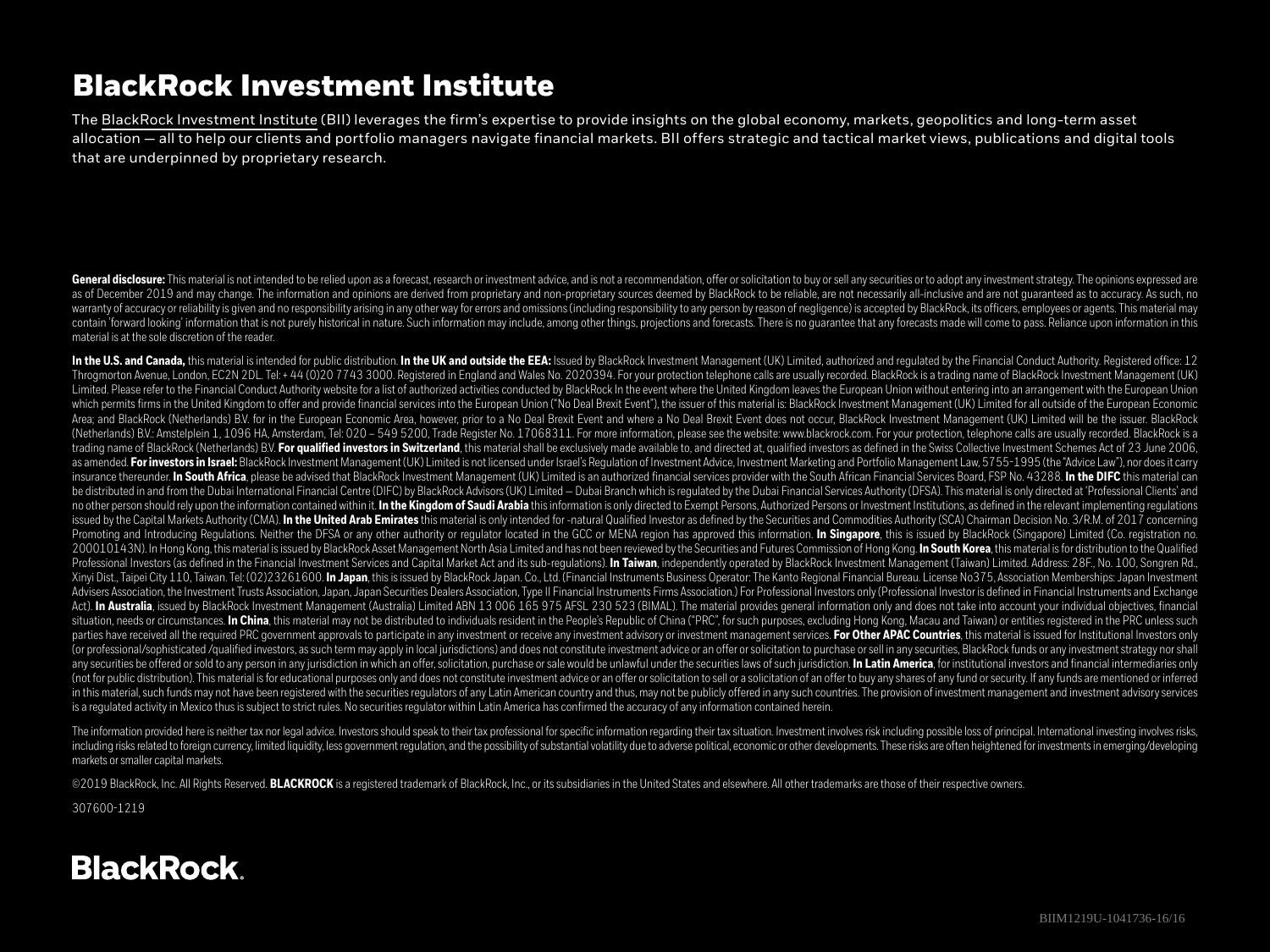# BlackRock Investment Institute

The BlackRock Investment Institute (BII) leverages the firm's expertise to provide insights on the global economy, markets, geopolitics and long-term asset allocation — all to help our clients and portfolio managers navigate financial markets. BII offers strategic and tactical market views, publications and digital tools that are underpinned by proprietary research.

**General disclosure:** This material is not intended to be relied upon as a forecast, research or investment advice, and is not a recommendation, offer or solicitation to buy or sell any securities or to adopt any investment strategy. The opinions expressed are as of December 2019 and may change. The information and opinions are derived from proprietary and non-proprietary sources deemed by BlackRock to be reliable, are not necessarily all-inclusive and are not guaranteed as to accuracy. As such, no warranty of accuracy or reliability is given and no responsibility arising in any other way for errors and omissions (including responsibility to any person by reason of negligence) is accepted by BlackRock, its officers, employees or agents. This material may contain 'forward looking' information that is not purely historical in nature. Such information may include, among other things, projections and forecasts. There is no guarantee that any forecasts made will come to pass. Reliance upon information in this material is at the sole discretion of the reader.

**In the U.S. and Canada,** this material is intended for public distribution. **In the UK and outside the EEA:** Issued by BlackRock Investment Management (UK) Limited, authorized and regulated by the Financial Conduct Authority. Registered office: 12 Throgmorton Avenue, London, EC2N 2DL. Tel: + 44 (0)20 7743 3000. Registered in England and Wales No. 2020394. For your protection telephone calls are usually recorded. BlackRock is a trading name of BlackRock Investment Management (UK) Limited. Please refer to the Financial Conduct Authority website for a list of authorized activities conducted by BlackRock In the event where the United Kingdom leaves the European Union without entering into an arrangement with the European Union which permits firms in the United Kingdom to offer and provide financial services into the European Union ("No Deal Brexit Event"), the issuer of this material is: BlackRock Investment Management (UK) Limited for all outside of the European Economic Area; and BlackRock (Netherlands) B.V. for in the European Economic Area, however, prior to a No Deal Brexit Event and where a No Deal Brexit Event does not occur, BlackRock Investment Management (UK) Limited will be the issuer. BlackRock (Netherlands) B.V.: Amstelplein 1, 1096 HA, Amsterdam, Tel: 020 – 549 5200, Trade Register No. 17068311. For more information, please see the website: www.blackrock.com. For your protection, telephone calls are usually recorded. BlackRock is a trading name of BlackRock (Netherlands) B.V. **For qualified investors in Switzerland**, this material shall be exclusively made available to, and directed at, qualified investors as defined in the Swiss Collective Investment Schemes Act of 23 June 2006, as amended. **For investors in Israel:** BlackRock Investment Management (UK) Limited is not licensed under Israel's Regulation of Investment Advice, Investment Marketing and Portfolio Management Law, 5755-1995 (the "Advice Law"), nor does it carry insurance thereunder. **In South Africa**, please be advised that BlackRock Investment Management (UK) Limited is an authorized financial services provider with the South African Financial Services Board, FSP No. 43288. **In the DIFC** this material can be distributed in and from the Dubai International Financial Centre (DIFC) by BlackRock Advisors (UK) Limited — Dubai Branch which is regulated by the Dubai Financial Services Authority (DFSA). This material is only directed at 'Professional Clients' and no other person should rely upon the information contained within it. **In the Kingdom of Saudi Arabia** this information is only directed to Exempt Persons, Authorized Persons or Investment Institutions, as defined in the relevant implementing regulations issued by the Capital Markets Authority (CMA). **In the United Arab Emirates** this material is only intended for -natural Qualified Investor as defined by the Securities and Commodities Authority (SCA) Chairman Decision No. 3/R.M. of 2017 concerning Promoting and Introducing Regulations. Neither the DFSA or any other authority or regulator located in the GCC or MENA region has approved this information. **In Singapore**, this is issued by BlackRock (Singapore) Limited (Co. registration no. 200010143N). In Hong Kong, this material is issued by BlackRock Asset Management North Asia Limited and has not been reviewed by the Securities and Futures Commission of Hong Kong. **In South Korea**, this material is for distribution to the Qualified Professional Investors (as defined in the Financial Investment Services and Capital Market Act and its sub-regulations). **In Taiwan**, independently operated by BlackRock Investment Management (Taiwan) Limited. Address: 28F., No. 100, Songren Rd., Xinyi Dist., Taipei City 110, Taiwan. Tel: (02)23261600. **In Japan**, this is issued by BlackRock Japan. Co., Ltd. (Financial Instruments Business Operator: The Kanto Regional Financial Bureau. License No375, Association Memberships: Japan Investment Advisers Association, the Investment Trusts Association, Japan, Japan Securities Dealers Association, Type II Financial Instruments Firms Association.) For Professional Investors only (Professional Investor is defined in Financial Instruments and Exchange Act). **In Australia**, issued by BlackRock Investment Management (Australia) Limited ABN 13 006 165 975 AFSL 230 523 (BIMAL). The material provides general information only and does not take into account your individual objectives, financial situation, needs or circumstances. **In China**, this material may not be distributed to individuals resident in the People's Republic of China ("PRC", for such purposes, excluding Hong Kong, Macau and Taiwan) or entities registered in the PRC unless such parties have received all the required PRC government approvals to participate in any investment or receive any investment advisory or investment management services. **For Other APAC Countries**, this material is issued for Institutional Investors only (or professional/sophisticated /qualified investors, as such term may apply in local jurisdictions) and does not constitute investment advice or an offer or solicitation to purchase or sell in any securities, BlackRock funds or any investment strategy nor shall any securities be offered or sold to any person in any jurisdiction in which an offer, solicitation, purchase or sale would be unlawful under the securities laws of such jurisdiction. **In Latin America**, for institutional investors and financial intermediaries only (not for public distribution). This material is for educational purposes only and does not constitute investment advice or an offer or solicitation to sell or a solicitation of an offer to buy any shares of any fund or security. If any funds are mentioned or inferred in this material, such funds may not have been registered with the securities regulators of any Latin American country and thus, may not be publicly offered in any such countries. The provision of investment management and investment advisory services is a regulated activity in Mexico thus is subject to strict rules. No securities regulator within Latin America has confirmed the accuracy of any information contained herein.

The information provided here is neither tax nor legal advice. Investors should speak to their tax professional for specific information regarding their tax situation. Investment involves risk including possible loss of principal. International investing involves risks, including risks related to foreign currency, limited liquidity, less government regulation, and the possibility of substantial volatility due to adverse political, economic or other developments. These risks are often heightened for investments in emerging/developing markets or smaller capital markets.

©2019 BlackRock, Inc. All Rights Reserved. **BLACKROCK** is a registered trademark of BlackRock, Inc., or its subsidiaries in the United States and elsewhere. All other trademarks are those of their respective owners.

307600-1219

**BlackRock.**

BIIM1219U-1041736-16/16